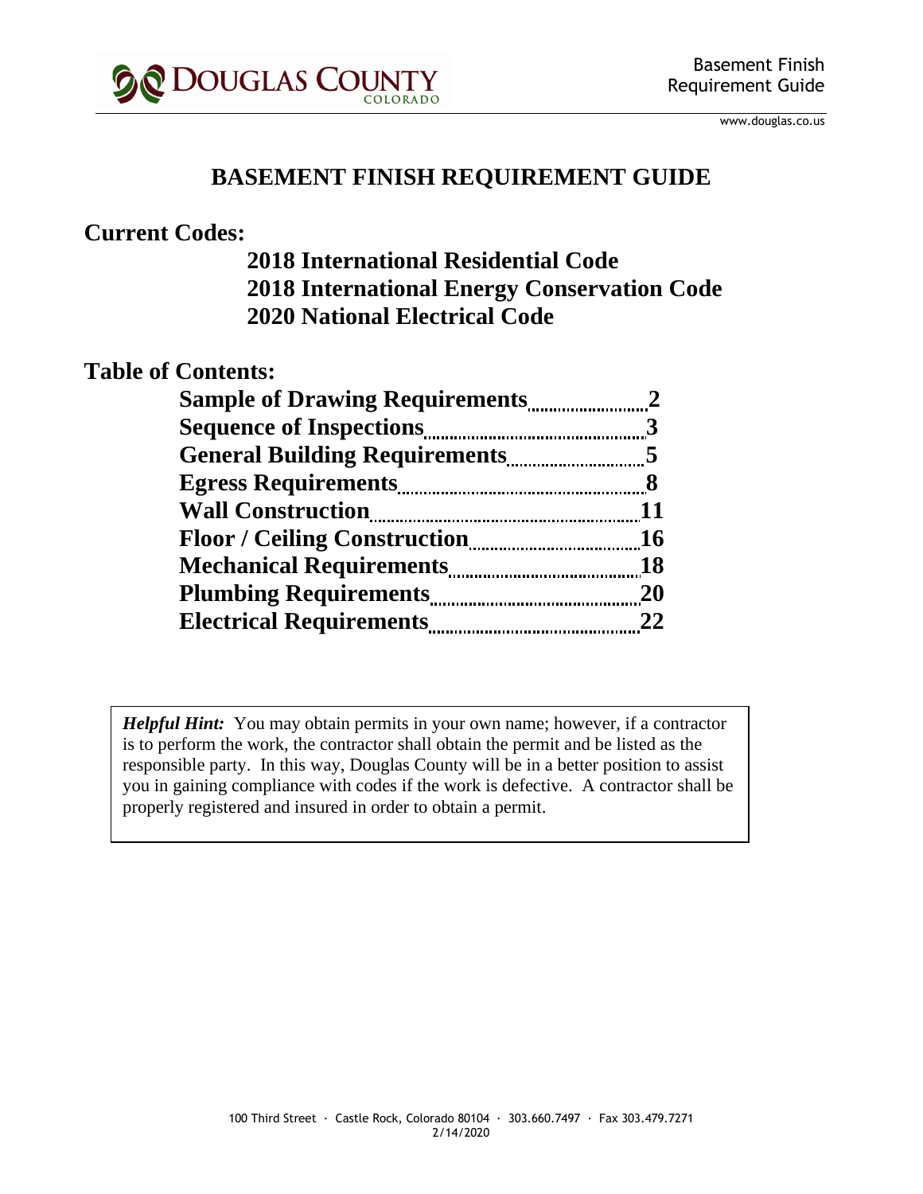# BASEMENT FINISH REQUIREMENT GUIDE

## Current Codes:

**2018 International Residential Code**
**2018 International Energy Conservation Code**
**2020 National Electrical Code**

## Table of Contents:

| Section | Page |
| --- | --- |
| **Sample of Drawing Requirements** | **2** |
| **Sequence of Inspections** | **3** |
| **General Building Requirements** | **5** |
| **Egress Requirements** | **8** |
| **Wall Construction** | **11** |
| **Floor / Ceiling Construction** | **16** |
| **Mechanical Requirements** | **18** |
| **Plumbing Requirements** | **20** |
| **Electrical Requirements** | **22** |

> ***Helpful Hint:*** You may obtain permits in your own name; however, if a contractor is to perform the work, the contractor shall obtain the permit and be listed as the responsible party. In this way, Douglas County will be in a better position to assist you in gaining compliance with codes if the work is defective. A contractor shall be properly registered and insured in order to obtain a permit.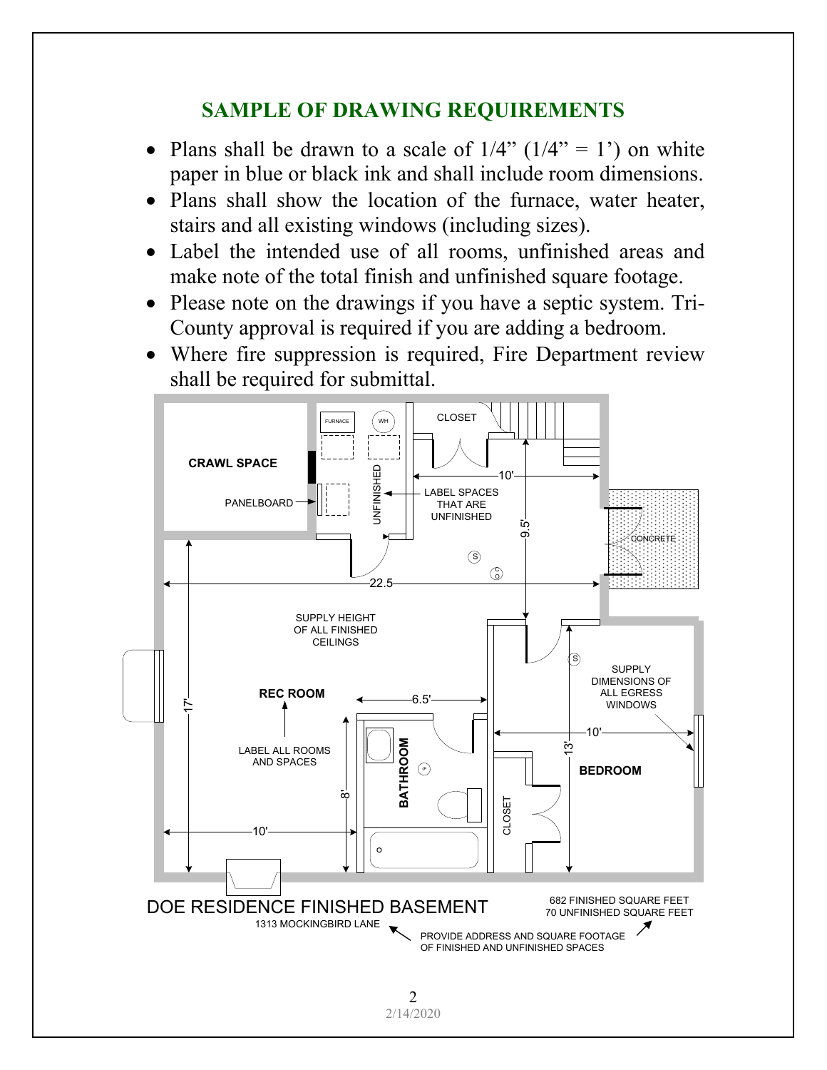## SAMPLE OF DRAWING REQUIREMENTS

- Plans shall be drawn to a scale of 1/4" (1/4" = 1') on white paper in blue or black ink and shall include room dimensions.
- Plans shall show the location of the furnace, water heater, stairs and all existing windows (including sizes).
- Label the intended use of all rooms, unfinished areas and make note of the total finish and unfinished square footage.
- Please note on the drawings if you have a septic system. Tri-County approval is required if you are adding a bedroom.
- Where fire suppression is required, Fire Department review shall be required for submittal.

CRAWL SPACE

FURNACE

WH

CLOSET

PANELBOARD

UNFINISHED

LABEL SPACES THAT ARE UNFINISHED

10'

9.5'

CONCRETE

22.5

SUPPLY HEIGHT OF ALL FINISHED CEILINGS

SUPPLY DIMENSIONS OF ALL EGRESS WINDOWS

REC ROOM

17'

6.5'

10'

13'

LABEL ALL ROOMS AND SPACES

BATHROOM

8'

CLOSET

BEDROOM

10'

DOE RESIDENCE FINISHED BASEMENT

1313 MOCKINGBIRD LANE

682 FINISHED SQUARE FEET
70 UNFINISHED SQUARE FEET

PROVIDE ADDRESS AND SQUARE FOOTAGE OF FINISHED AND UNFINISHED SPACES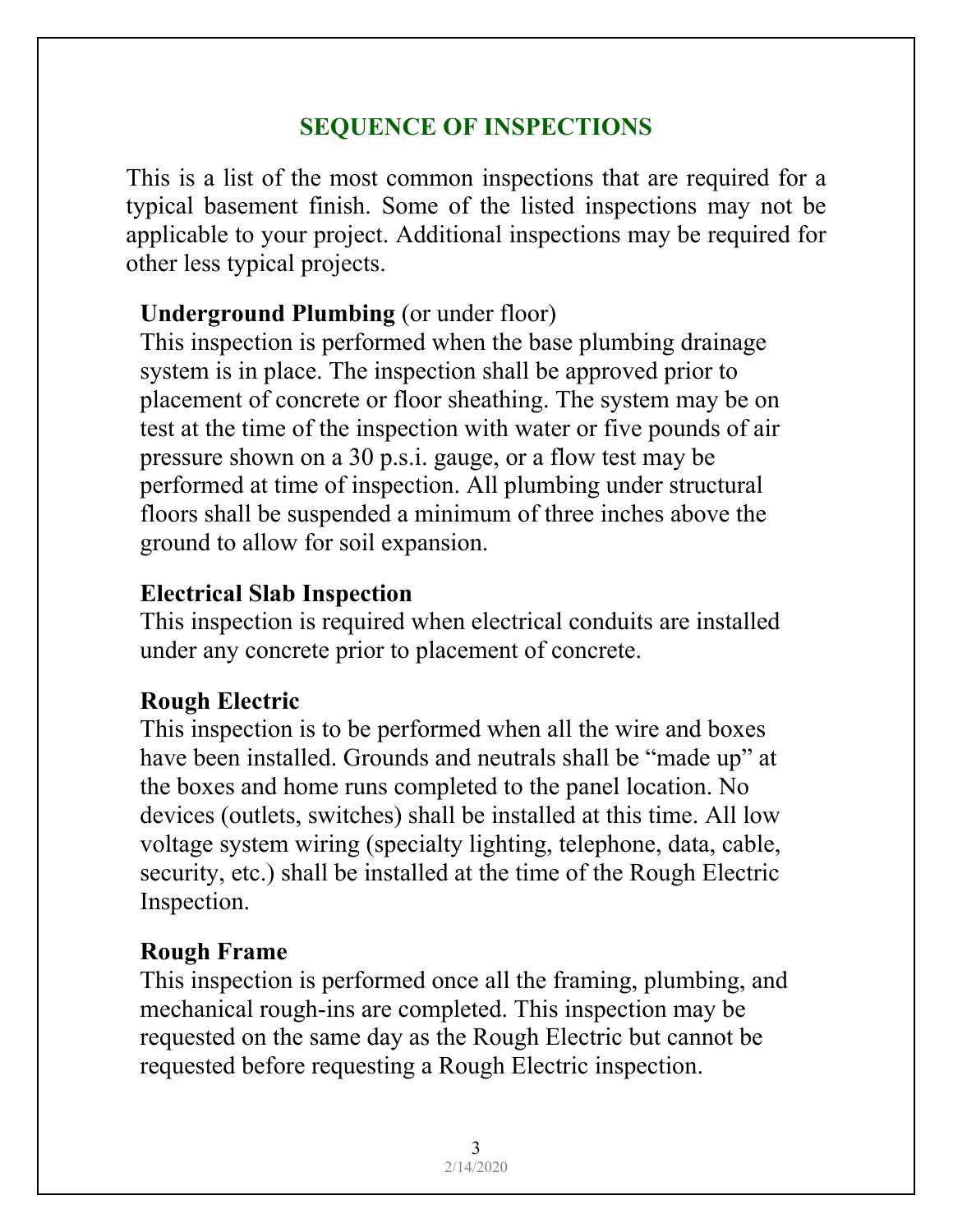## SEQUENCE OF INSPECTIONS

This is a list of the most common inspections that are required for a typical basement finish. Some of the listed inspections may not be applicable to your project. Additional inspections may be required for other less typical projects.

**Underground Plumbing** (or under floor)
This inspection is performed when the base plumbing drainage system is in place. The inspection shall be approved prior to placement of concrete or floor sheathing. The system may be on test at the time of the inspection with water or five pounds of air pressure shown on a 30 p.s.i. gauge, or a flow test may be performed at time of inspection. All plumbing under structural floors shall be suspended a minimum of three inches above the ground to allow for soil expansion.

**Electrical Slab Inspection**
This inspection is required when electrical conduits are installed under any concrete prior to placement of concrete.

**Rough Electric**
This inspection is to be performed when all the wire and boxes have been installed. Grounds and neutrals shall be "made up" at the boxes and home runs completed to the panel location. No devices (outlets, switches) shall be installed at this time. All low voltage system wiring (specialty lighting, telephone, data, cable, security, etc.) shall be installed at the time of the Rough Electric Inspection.

**Rough Frame**
This inspection is performed once all the framing, plumbing, and mechanical rough-ins are completed. This inspection may be requested on the same day as the Rough Electric but cannot be requested before requesting a Rough Electric inspection.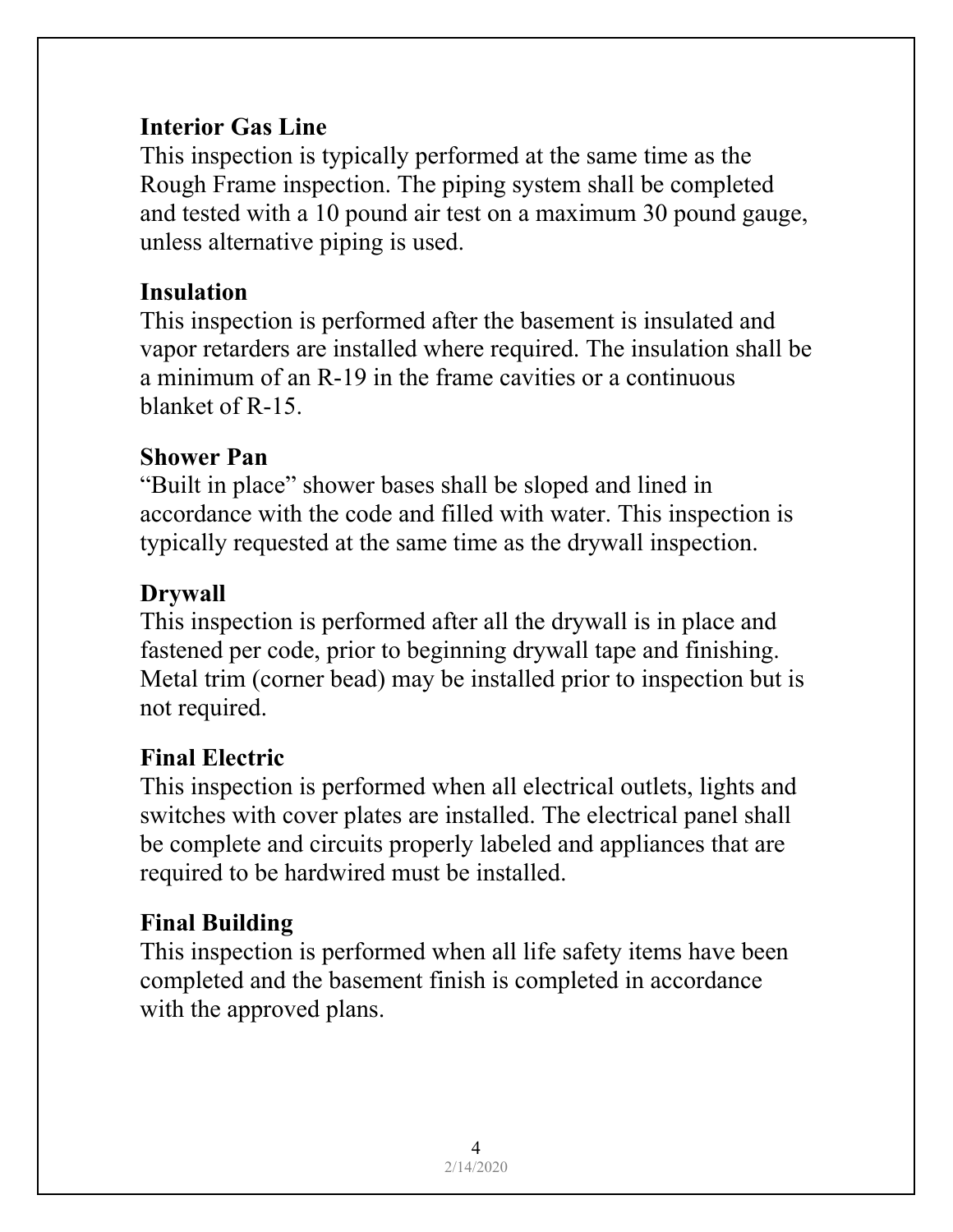## Interior Gas Line

This inspection is typically performed at the same time as the Rough Frame inspection. The piping system shall be completed and tested with a 10 pound air test on a maximum 30 pound gauge, unless alternative piping is used.

## Insulation

This inspection is performed after the basement is insulated and vapor retarders are installed where required. The insulation shall be a minimum of an R-19 in the frame cavities or a continuous blanket of R-15.

## Shower Pan

"Built in place" shower bases shall be sloped and lined in accordance with the code and filled with water. This inspection is typically requested at the same time as the drywall inspection.

## Drywall

This inspection is performed after all the drywall is in place and fastened per code, prior to beginning drywall tape and finishing. Metal trim (corner bead) may be installed prior to inspection but is not required.

## Final Electric

This inspection is performed when all electrical outlets, lights and switches with cover plates are installed. The electrical panel shall be complete and circuits properly labeled and appliances that are required to be hardwired must be installed.

## Final Building

This inspection is performed when all life safety items have been completed and the basement finish is completed in accordance with the approved plans.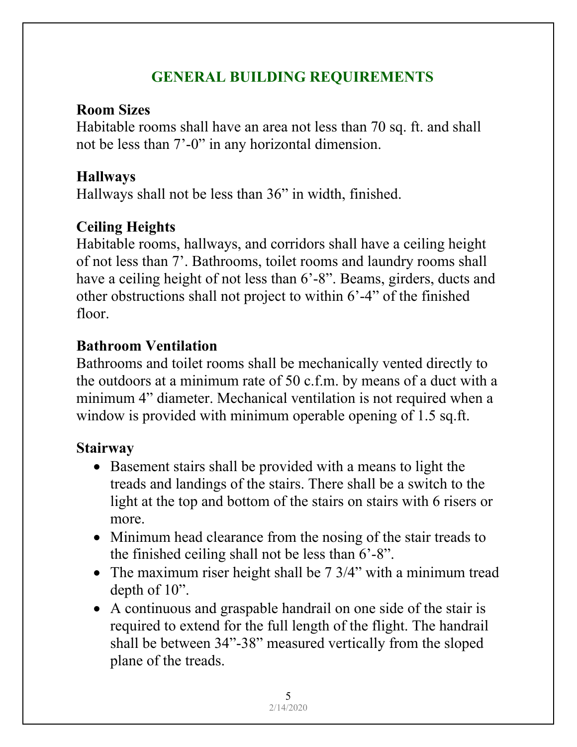# GENERAL BUILDING REQUIREMENTS

### Room Sizes

Habitable rooms shall have an area not less than 70 sq. ft. and shall not be less than 7'-0" in any horizontal dimension.

### Hallways

Hallways shall not be less than 36" in width, finished.

### Ceiling Heights

Habitable rooms, hallways, and corridors shall have a ceiling height of not less than 7'. Bathrooms, toilet rooms and laundry rooms shall have a ceiling height of not less than 6'-8". Beams, girders, ducts and other obstructions shall not project to within 6'-4" of the finished floor.

### Bathroom Ventilation

Bathrooms and toilet rooms shall be mechanically vented directly to the outdoors at a minimum rate of 50 c.f.m. by means of a duct with a minimum 4" diameter. Mechanical ventilation is not required when a window is provided with minimum operable opening of 1.5 sq.ft.

### Stairway

- Basement stairs shall be provided with a means to light the treads and landings of the stairs. There shall be a switch to the light at the top and bottom of the stairs on stairs with 6 risers or more.
- Minimum head clearance from the nosing of the stair treads to the finished ceiling shall not be less than 6'-8".
- The maximum riser height shall be 7 3/4" with a minimum tread depth of 10".
- A continuous and graspable handrail on one side of the stair is required to extend for the full length of the flight. The handrail shall be between 34"-38" measured vertically from the sloped plane of the treads.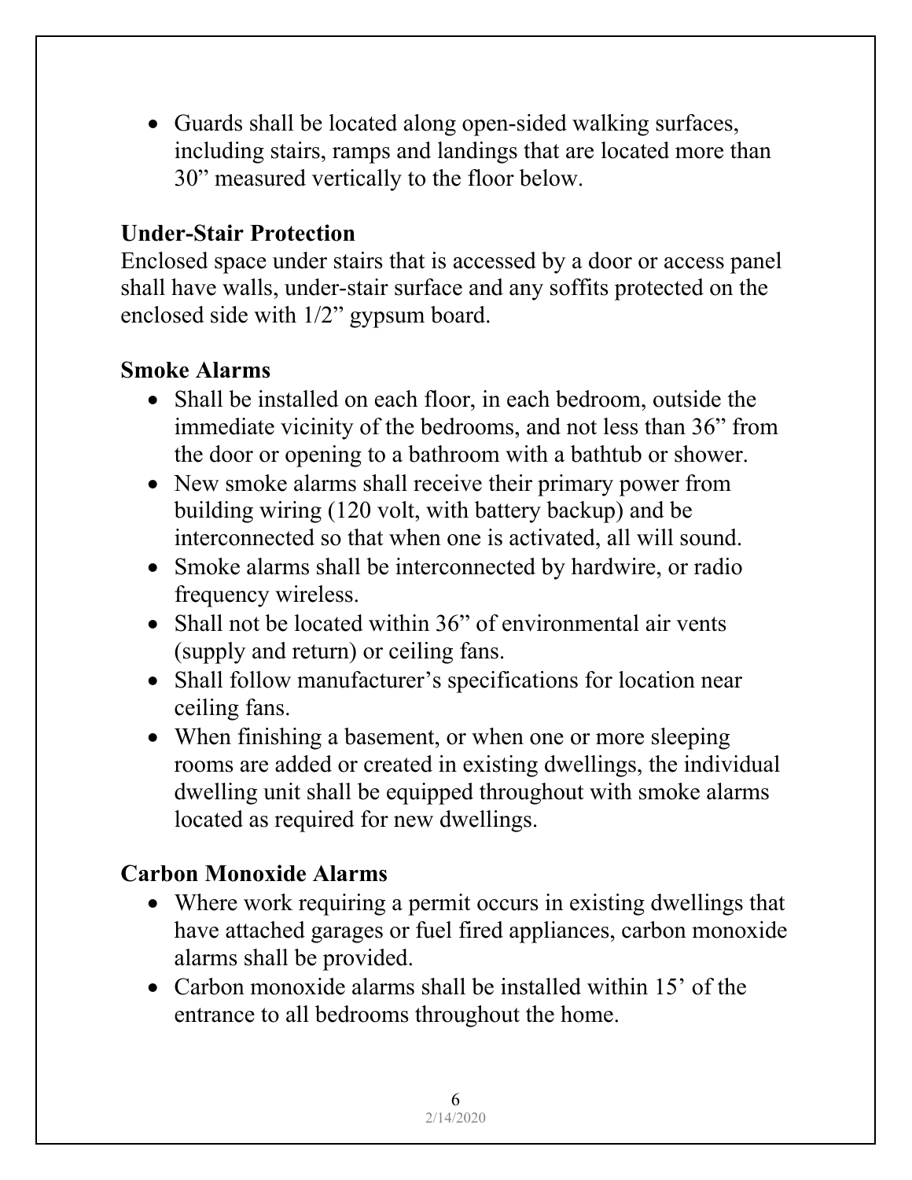- Guards shall be located along open-sided walking surfaces, including stairs, ramps and landings that are located more than 30” measured vertically to the floor below.

**Under-Stair Protection**

Enclosed space under stairs that is accessed by a door or access panel shall have walls, under-stair surface and any soffits protected on the enclosed side with 1/2” gypsum board.

**Smoke Alarms**

- Shall be installed on each floor, in each bedroom, outside the immediate vicinity of the bedrooms, and not less than 36” from the door or opening to a bathroom with a bathtub or shower.
- New smoke alarms shall receive their primary power from building wiring (120 volt, with battery backup) and be interconnected so that when one is activated, all will sound.
- Smoke alarms shall be interconnected by hardwire, or radio frequency wireless.
- Shall not be located within 36” of environmental air vents (supply and return) or ceiling fans.
- Shall follow manufacturer’s specifications for location near ceiling fans.
- When finishing a basement, or when one or more sleeping rooms are added or created in existing dwellings, the individual dwelling unit shall be equipped throughout with smoke alarms located as required for new dwellings.

**Carbon Monoxide Alarms**

- Where work requiring a permit occurs in existing dwellings that have attached garages or fuel fired appliances, carbon monoxide alarms shall be provided.
- Carbon monoxide alarms shall be installed within 15’ of the entrance to all bedrooms throughout the home.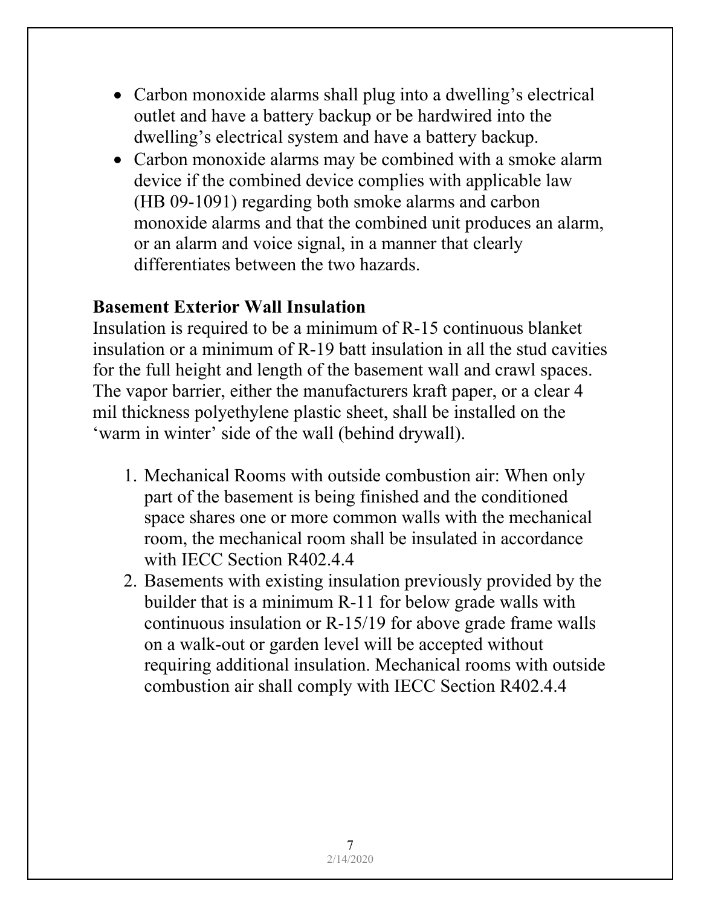- Carbon monoxide alarms shall plug into a dwelling's electrical outlet and have a battery backup or be hardwired into the dwelling's electrical system and have a battery backup.
- Carbon monoxide alarms may be combined with a smoke alarm device if the combined device complies with applicable law (HB 09-1091) regarding both smoke alarms and carbon monoxide alarms and that the combined unit produces an alarm, or an alarm and voice signal, in a manner that clearly differentiates between the two hazards.

**Basement Exterior Wall Insulation**

Insulation is required to be a minimum of R-15 continuous blanket insulation or a minimum of R-19 batt insulation in all the stud cavities for the full height and length of the basement wall and crawl spaces. The vapor barrier, either the manufacturers kraft paper, or a clear 4 mil thickness polyethylene plastic sheet, shall be installed on the 'warm in winter' side of the wall (behind drywall).

1. Mechanical Rooms with outside combustion air: When only part of the basement is being finished and the conditioned space shares one or more common walls with the mechanical room, the mechanical room shall be insulated in accordance with IECC Section R402.4.4
2. Basements with existing insulation previously provided by the builder that is a minimum R-11 for below grade walls with continuous insulation or R-15/19 for above grade frame walls on a walk-out or garden level will be accepted without requiring additional insulation. Mechanical rooms with outside combustion air shall comply with IECC Section R402.4.4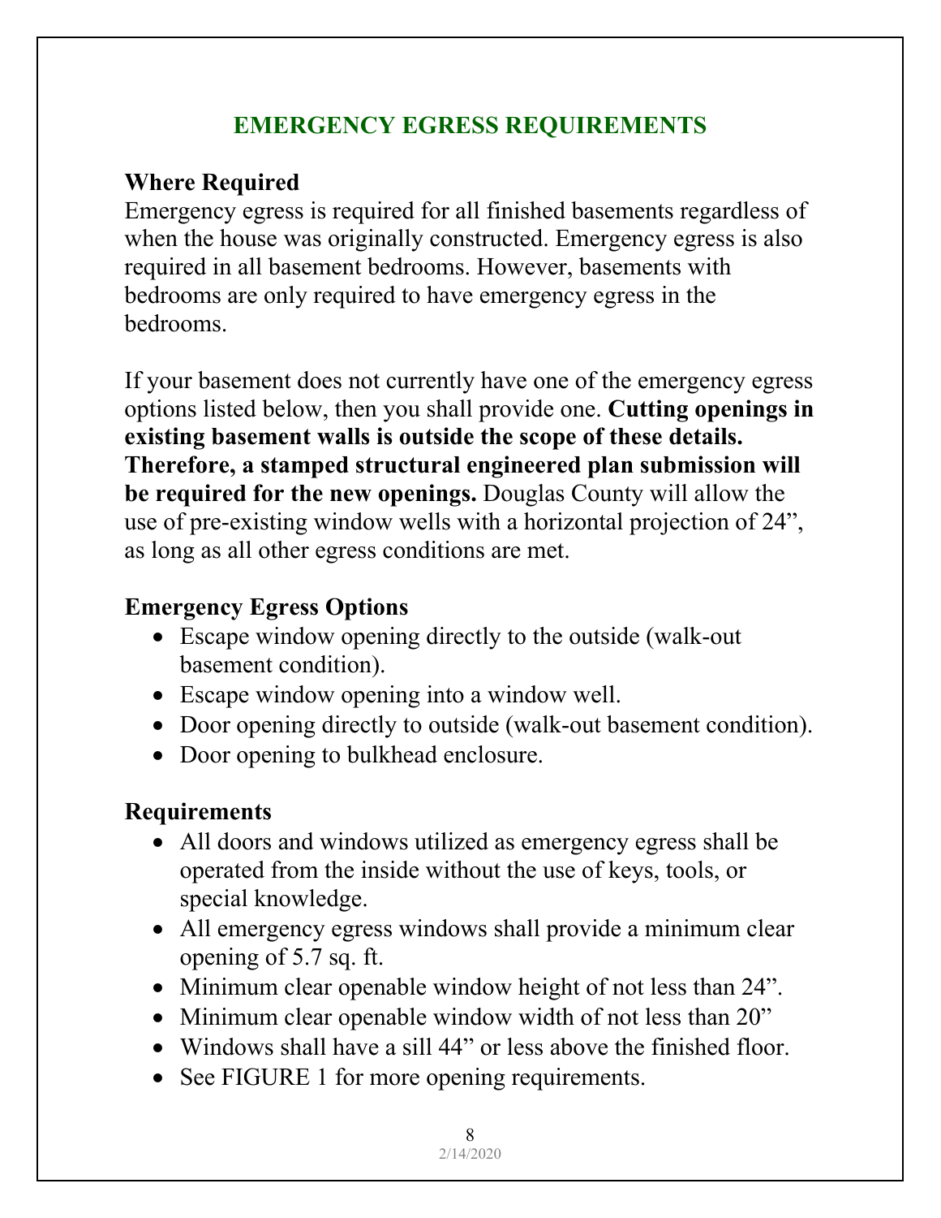# EMERGENCY EGRESS REQUIREMENTS

## Where Required

Emergency egress is required for all finished basements regardless of when the house was originally constructed. Emergency egress is also required in all basement bedrooms. However, basements with bedrooms are only required to have emergency egress in the bedrooms.

If your basement does not currently have one of the emergency egress options listed below, then you shall provide one. **Cutting openings in existing basement walls is outside the scope of these details. Therefore, a stamped structural engineered plan submission will be required for the new openings.** Douglas County will allow the use of pre-existing window wells with a horizontal projection of 24", as long as all other egress conditions are met.

## Emergency Egress Options

- Escape window opening directly to the outside (walk-out basement condition).
- Escape window opening into a window well.
- Door opening directly to outside (walk-out basement condition).
- Door opening to bulkhead enclosure.

## Requirements

- All doors and windows utilized as emergency egress shall be operated from the inside without the use of keys, tools, or special knowledge.
- All emergency egress windows shall provide a minimum clear opening of 5.7 sq. ft.
- Minimum clear openable window height of not less than 24".
- Minimum clear openable window width of not less than 20"
- Windows shall have a sill 44" or less above the finished floor.
- See FIGURE 1 for more opening requirements.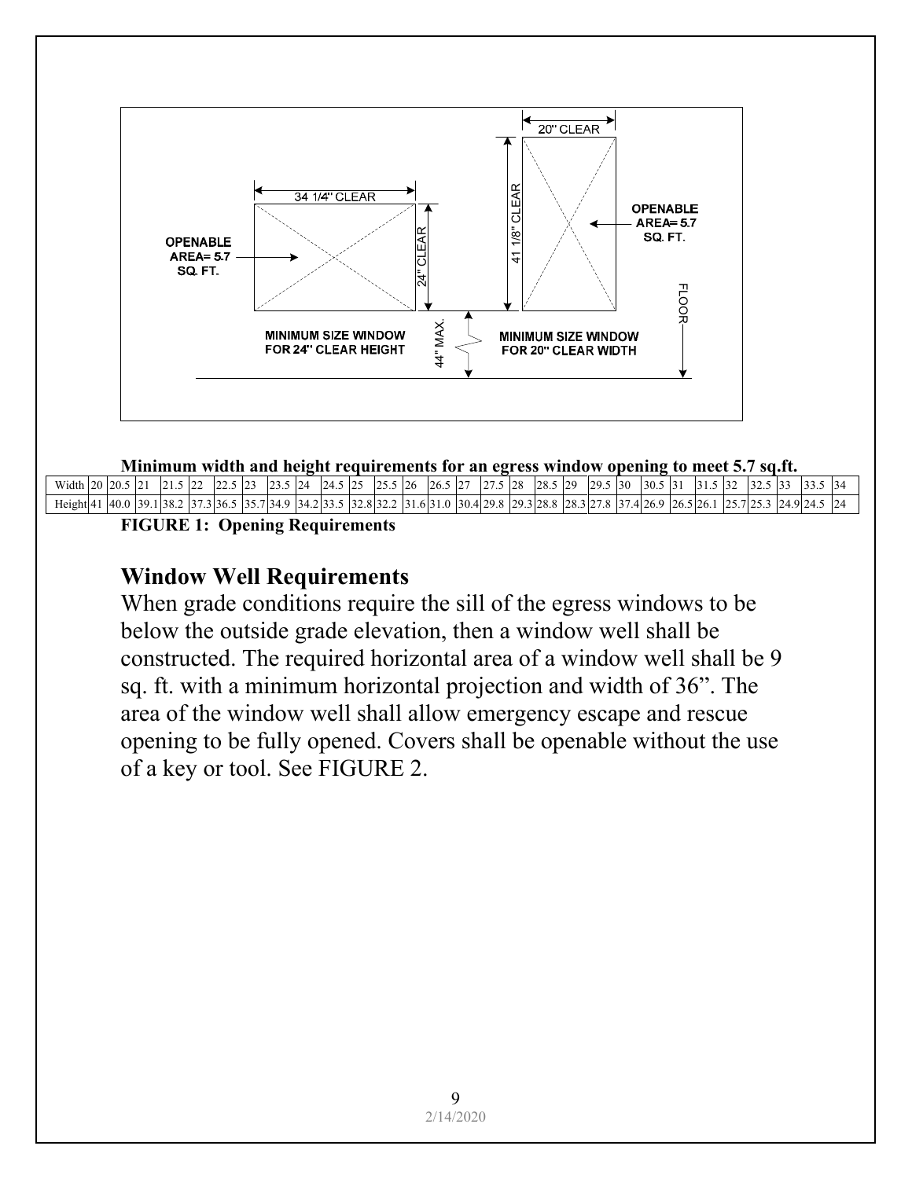OPENABLE AREA= 5.7 SQ. FT.

34 1/4" CLEAR

24" CLEAR

MINIMUM SIZE WINDOW FOR 24" CLEAR HEIGHT

44" MAX.

20" CLEAR

41 1/8" CLEAR

OPENABLE AREA= 5.7 SQ. FT.

MINIMUM SIZE WINDOW FOR 20" CLEAR WIDTH

FLOOR

**Minimum width and height requirements for an egress window opening to meet 5.7 sq.ft.**

| Width | 20 | 20.5 | 21 | 21.5 | 22 | 22.5 | 23 | 23.5 | 24 | 24.5 | 25 | 25.5 | 26 | 26.5 | 27 | 27.5 | 28 | 28.5 | 29 | 29.5 | 30 | 30.5 | 31 | 31.5 | 32 | 32.5 | 33 | 33.5 | 34 |
|---|---|---|---|---|---|---|---|---|---|---|---|---|---|---|---|---|---|---|---|---|---|---|---|---|---|---|---|---|---|
| Height | 41 | 40.0 | 39.1 | 38.2 | 37.3 | 36.5 | 35.7 | 34.9 | 34.2 | 33.5 | 32.8 | 32.2 | 31.6 | 31.0 | 30.4 | 29.8 | 29.3 | 28.8 | 28.3 | 27.8 | 37.4 | 26.9 | 26.5 | 26.1 | 25.7 | 25.3 | 24.9 | 24.5 | 24 |

**FIGURE 1: Opening Requirements**

## Window Well Requirements

When grade conditions require the sill of the egress windows to be below the outside grade elevation, then a window well shall be constructed. The required horizontal area of a window well shall be 9 sq. ft. with a minimum horizontal projection and width of 36". The area of the window well shall allow emergency escape and rescue opening to be fully opened. Covers shall be openable without the use of a key or tool. See FIGURE 2.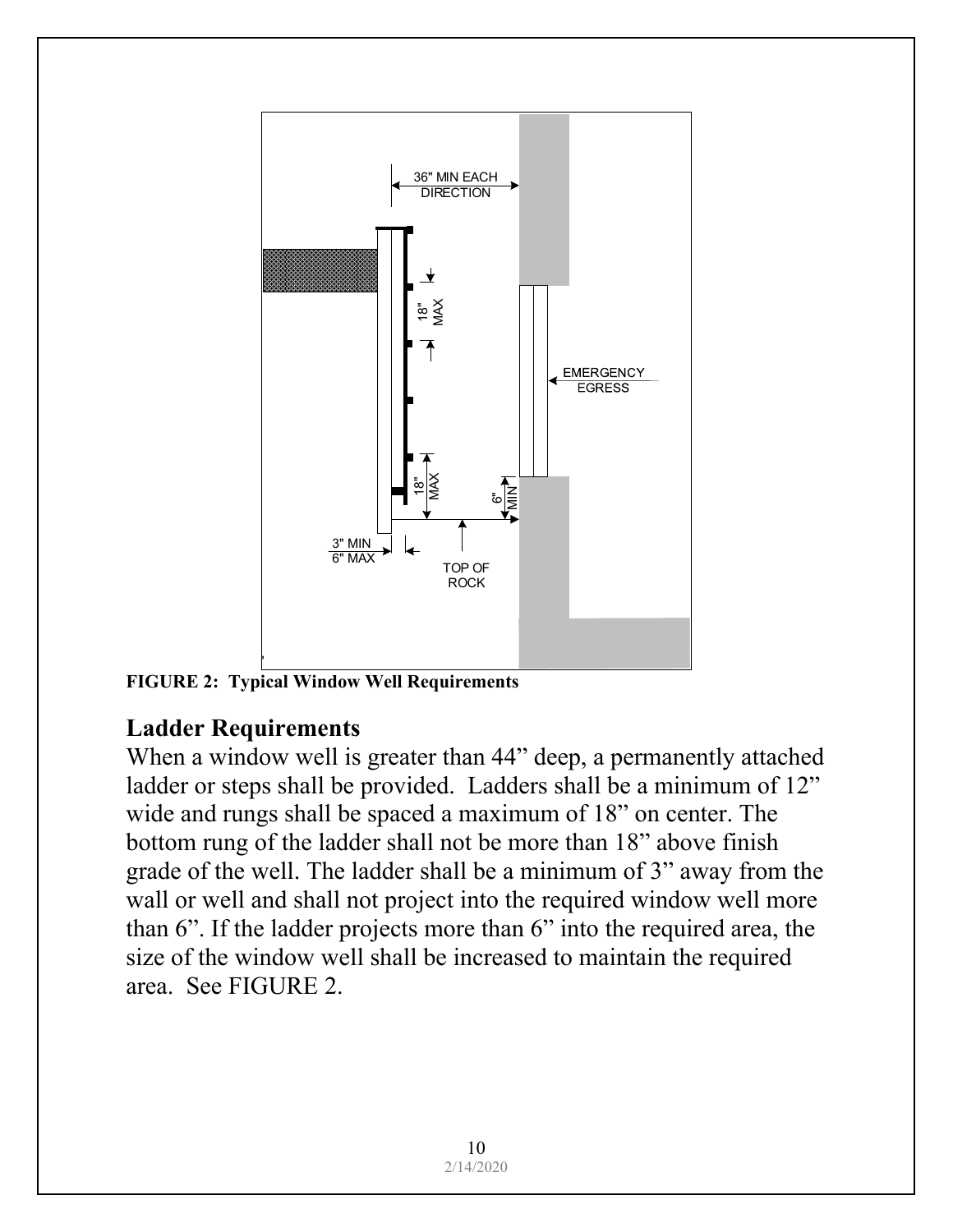FIGURE 2: Typical Window Well Requirements

## Ladder Requirements

When a window well is greater than 44" deep, a permanently attached ladder or steps shall be provided. Ladders shall be a minimum of 12" wide and rungs shall be spaced a maximum of 18" on center. The bottom rung of the ladder shall not be more than 18" above finish grade of the well. The ladder shall be a minimum of 3" away from the wall or well and shall not project into the required window well more than 6". If the ladder projects more than 6" into the required area, the size of the window well shall be increased to maintain the required area. See FIGURE 2.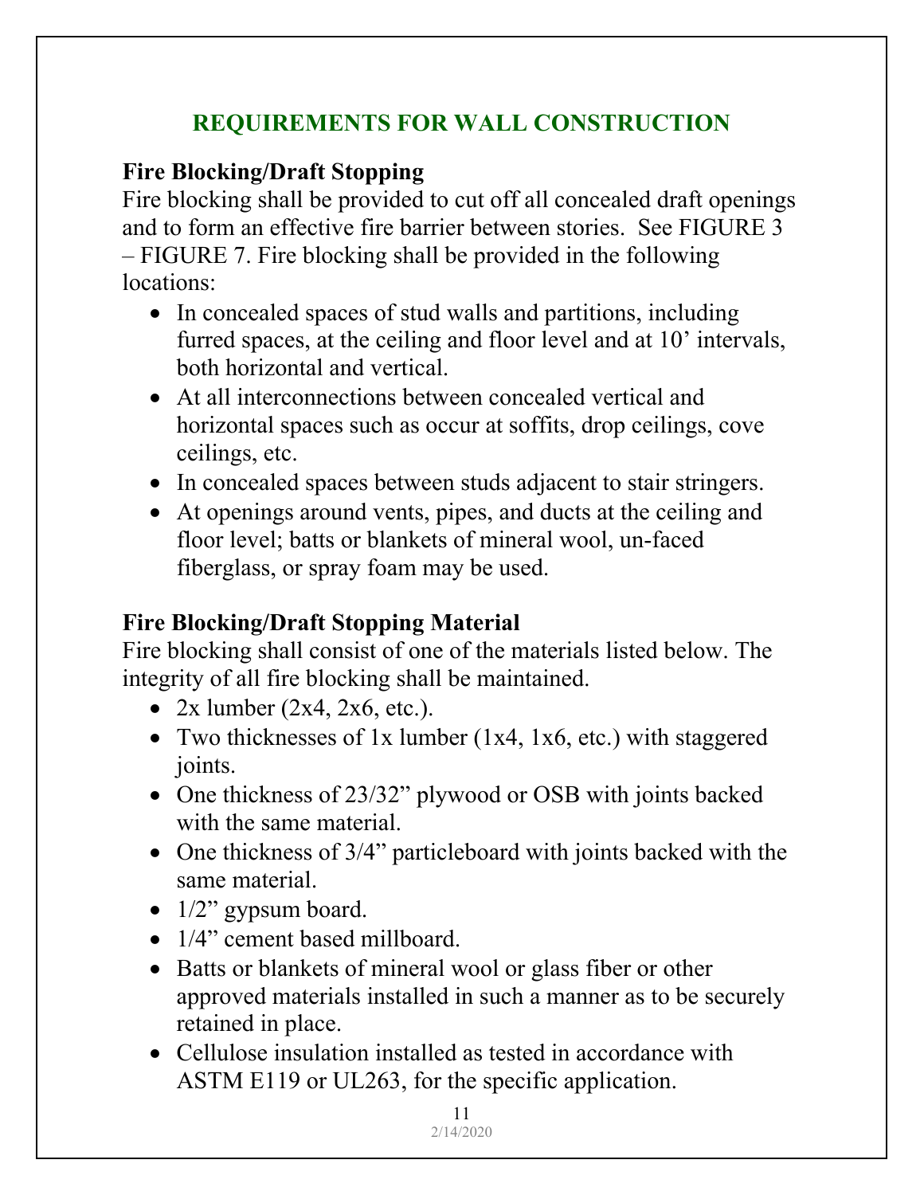## REQUIREMENTS FOR WALL CONSTRUCTION

**Fire Blocking/Draft Stopping**

Fire blocking shall be provided to cut off all concealed draft openings and to form an effective fire barrier between stories. See FIGURE 3 – FIGURE 7. Fire blocking shall be provided in the following locations:

- In concealed spaces of stud walls and partitions, including furred spaces, at the ceiling and floor level and at 10' intervals, both horizontal and vertical.
- At all interconnections between concealed vertical and horizontal spaces such as occur at soffits, drop ceilings, cove ceilings, etc.
- In concealed spaces between studs adjacent to stair stringers.
- At openings around vents, pipes, and ducts at the ceiling and floor level; batts or blankets of mineral wool, un-faced fiberglass, or spray foam may be used.

**Fire Blocking/Draft Stopping Material**

Fire blocking shall consist of one of the materials listed below. The integrity of all fire blocking shall be maintained.

- 2x lumber (2x4, 2x6, etc.).
- Two thicknesses of 1x lumber (1x4, 1x6, etc.) with staggered joints.
- One thickness of 23/32" plywood or OSB with joints backed with the same material.
- One thickness of 3/4" particleboard with joints backed with the same material.
- 1/2" gypsum board.
- 1/4" cement based millboard.
- Batts or blankets of mineral wool or glass fiber or other approved materials installed in such a manner as to be securely retained in place.
- Cellulose insulation installed as tested in accordance with ASTM E119 or UL263, for the specific application.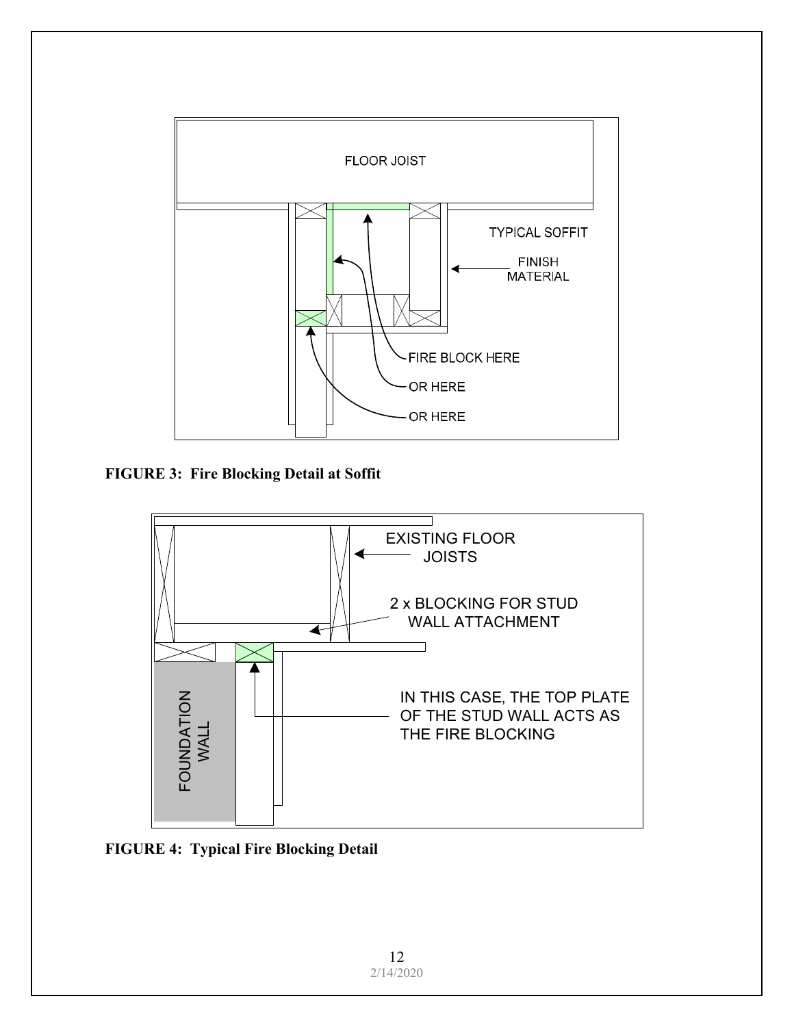FLOOR JOIST

TYPICAL SOFFIT

FINISH MATERIAL

FIRE BLOCK HERE

OR HERE

OR HERE

**FIGURE 3: Fire Blocking Detail at Soffit**

EXISTING FLOOR JOISTS

2 x BLOCKING FOR STUD WALL ATTACHMENT

FOUNDATION WALL

IN THIS CASE, THE TOP PLATE OF THE STUD WALL ACTS AS THE FIRE BLOCKING

**FIGURE 4: Typical Fire Blocking Detail**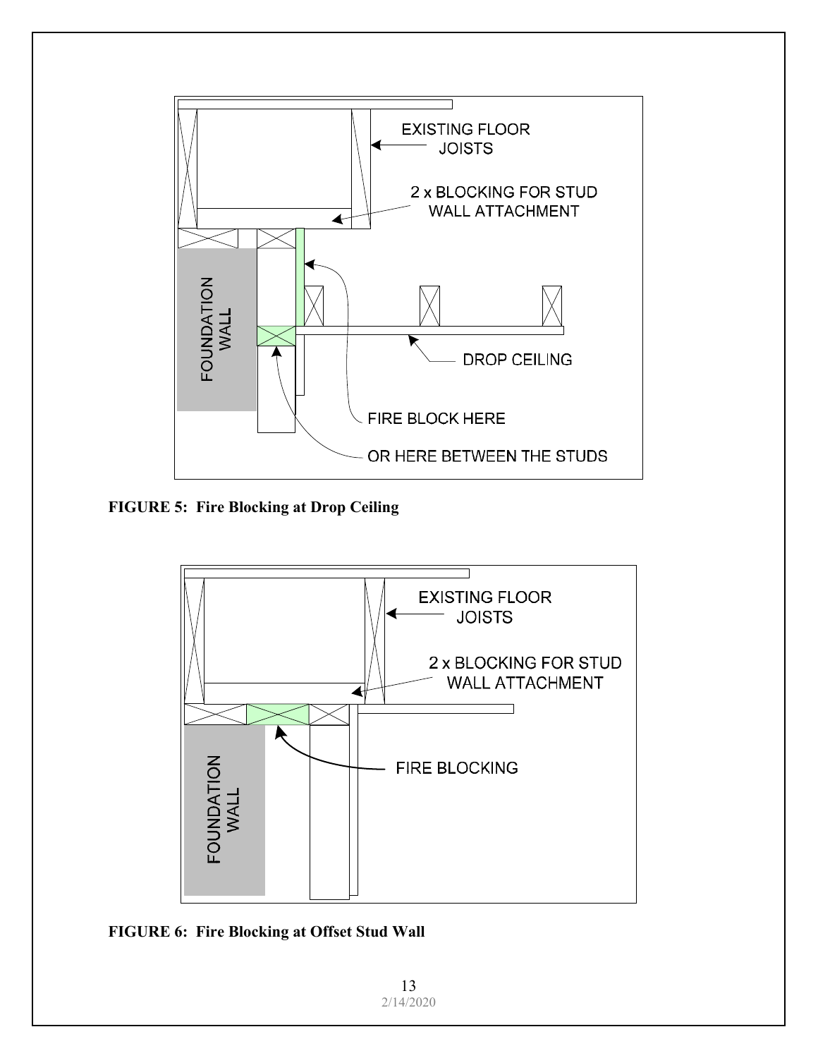**FIGURE 5: Fire Blocking at Drop Ceiling**

**FIGURE 6: Fire Blocking at Offset Stud Wall**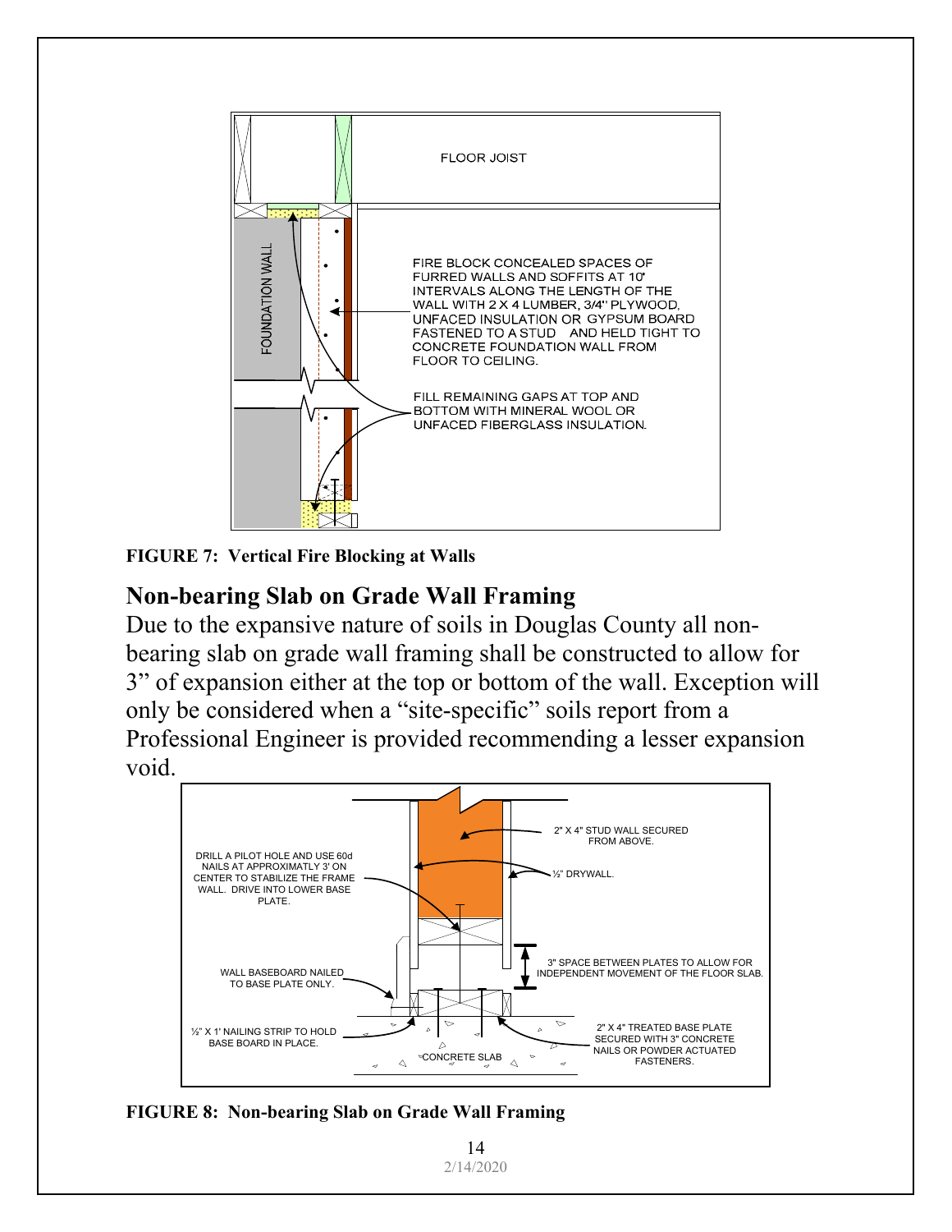FLOOR JOIST

FOUNDATION WALL

FIRE BLOCK CONCEALED SPACES OF FURRED WALLS AND SOFFITS AT 10' INTERVALS ALONG THE LENGTH OF THE WALL WITH 2 X 4 LUMBER, 3/4" PLYWOOD, UNFACED INSULATION OR GYPSUM BOARD FASTENED TO A STUD AND HELD TIGHT TO CONCRETE FOUNDATION WALL FROM FLOOR TO CEILING.

FILL REMAINING GAPS AT TOP AND BOTTOM WITH MINERAL WOOL OR UNFACED FIBERGLASS INSULATION.

**FIGURE 7: Vertical Fire Blocking at Walls**

## Non-bearing Slab on Grade Wall Framing

Due to the expansive nature of soils in Douglas County all non-bearing slab on grade wall framing shall be constructed to allow for 3" of expansion either at the top or bottom of the wall. Exception will only be considered when a "site-specific" soils report from a Professional Engineer is provided recommending a lesser expansion void.

2" X 4" STUD WALL SECURED FROM ABOVE.

DRILL A PILOT HOLE AND USE 60d NAILS AT APPROXIMATLY 3' ON CENTER TO STABILIZE THE FRAME WALL. DRIVE INTO LOWER BASE PLATE.

½" DRYWALL.

3" SPACE BETWEEN PLATES TO ALLOW FOR INDEPENDENT MOVEMENT OF THE FLOOR SLAB.

WALL BASEBOARD NAILED TO BASE PLATE ONLY.

½" X 1' NAILING STRIP TO HOLD BASE BOARD IN PLACE.

CONCRETE SLAB

2" X 4" TREATED BASE PLATE SECURED WITH 3" CONCRETE NAILS OR POWDER ACTUATED FASTENERS.

**FIGURE 8: Non-bearing Slab on Grade Wall Framing**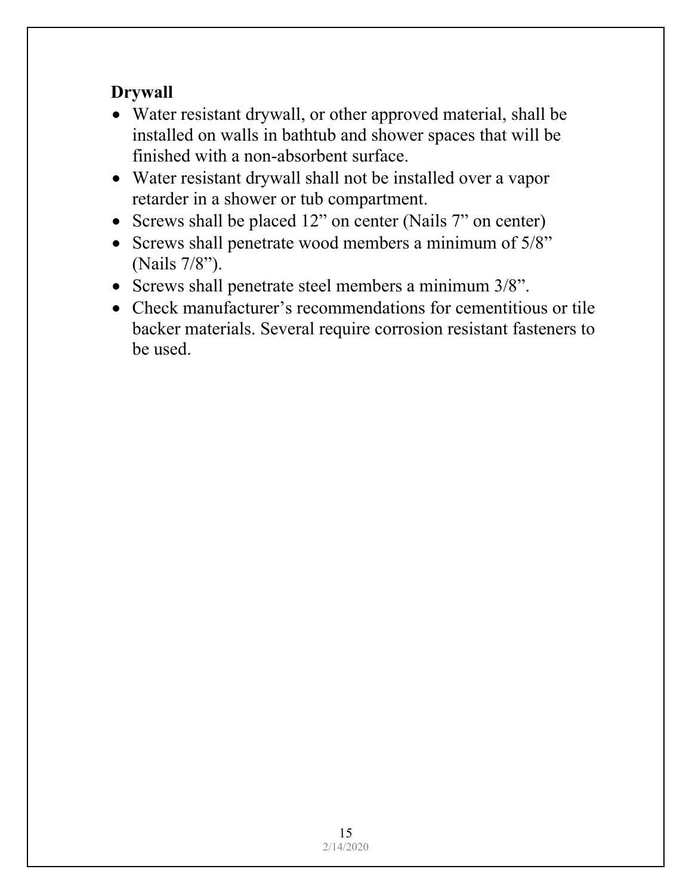## Drywall

- Water resistant drywall, or other approved material, shall be installed on walls in bathtub and shower spaces that will be finished with a non-absorbent surface.
- Water resistant drywall shall not be installed over a vapor retarder in a shower or tub compartment.
- Screws shall be placed 12" on center (Nails 7" on center)
- Screws shall penetrate wood members a minimum of 5/8" (Nails 7/8").
- Screws shall penetrate steel members a minimum 3/8".
- Check manufacturer's recommendations for cementitious or tile backer materials. Several require corrosion resistant fasteners to be used.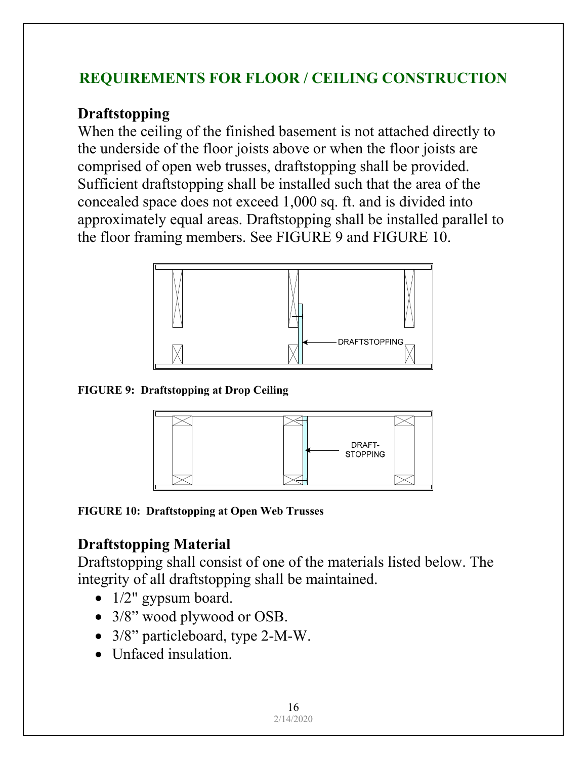## REQUIREMENTS FOR FLOOR / CEILING CONSTRUCTION

### Draftstopping

When the ceiling of the finished basement is not attached directly to the underside of the floor joists above or when the floor joists are comprised of open web trusses, draftstopping shall be provided. Sufficient draftstopping shall be installed such that the area of the concealed space does not exceed 1,000 sq. ft. and is divided into approximately equal areas. Draftstopping shall be installed parallel to the floor framing members. See FIGURE 9 and FIGURE 10.

DRAFTSTOPPING

**FIGURE 9: Draftstopping at Drop Ceiling**

DRAFT-STOPPING

**FIGURE 10: Draftstopping at Open Web Trusses**

### Draftstopping Material

Draftstopping shall consist of one of the materials listed below. The integrity of all draftstopping shall be maintained.

- 1/2" gypsum board.
- 3/8" wood plywood or OSB.
- 3/8" particleboard, type 2-M-W.
- Unfaced insulation.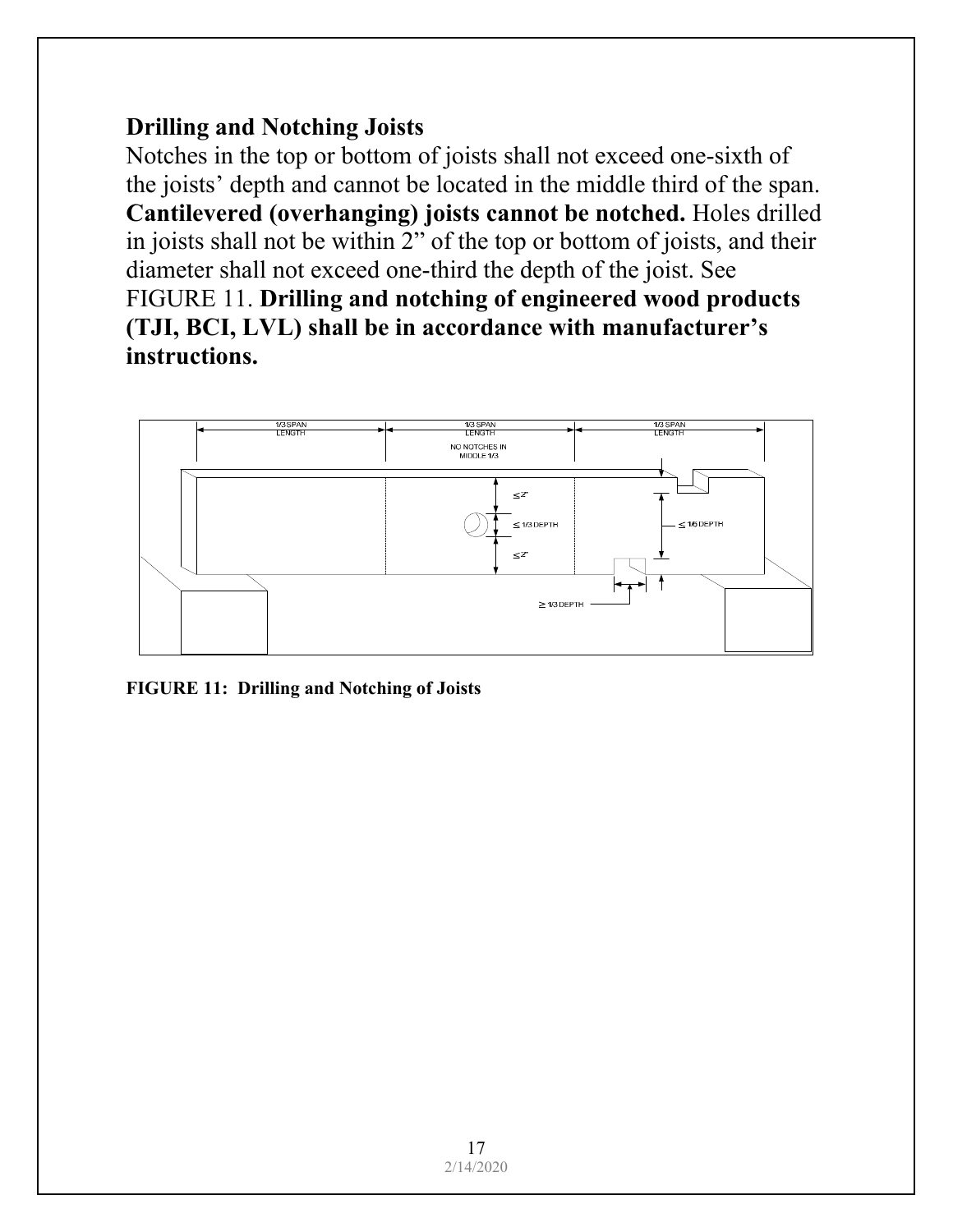## Drilling and Notching Joists

Notches in the top or bottom of joists shall not exceed one-sixth of the joists' depth and cannot be located in the middle third of the span. **Cantilevered (overhanging) joists cannot be notched.** Holes drilled in joists shall not be within 2" of the top or bottom of joists, and their diameter shall not exceed one-third the depth of the joist. See FIGURE 11. **Drilling and notching of engineered wood products (TJI, BCI, LVL) shall be in accordance with manufacturer's instructions.**

**FIGURE 11: Drilling and Notching of Joists**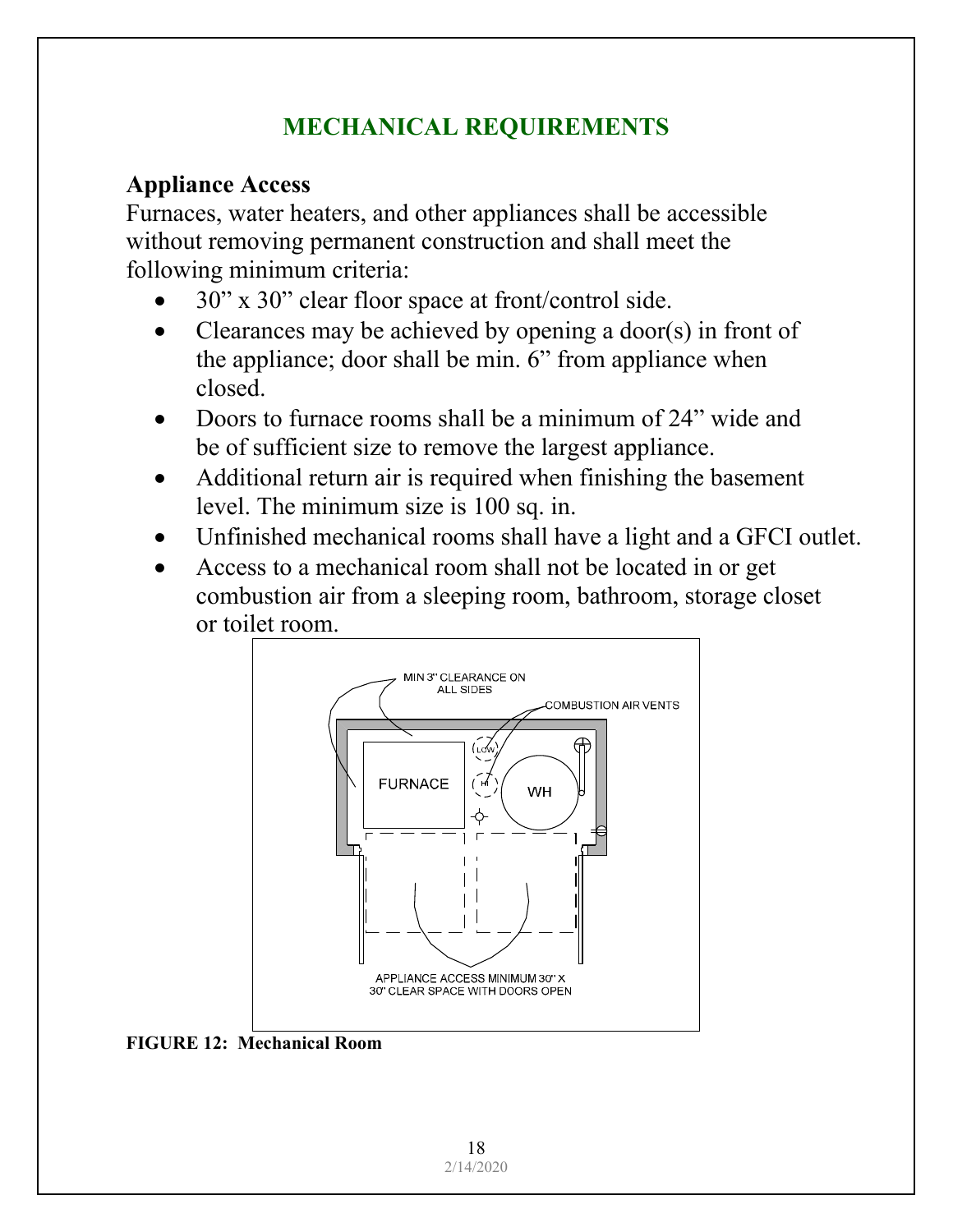## MECHANICAL REQUIREMENTS

### Appliance Access

Furnaces, water heaters, and other appliances shall be accessible without removing permanent construction and shall meet the following minimum criteria:

- 30" x 30" clear floor space at front/control side.
- Clearances may be achieved by opening a door(s) in front of the appliance; door shall be min. 6" from appliance when closed.
- Doors to furnace rooms shall be a minimum of 24" wide and be of sufficient size to remove the largest appliance.
- Additional return air is required when finishing the basement level. The minimum size is 100 sq. in.
- Unfinished mechanical rooms shall have a light and a GFCI outlet.
- Access to a mechanical room shall not be located in or get combustion air from a sleeping room, bathroom, storage closet or toilet room.

**FIGURE 12: Mechanical Room**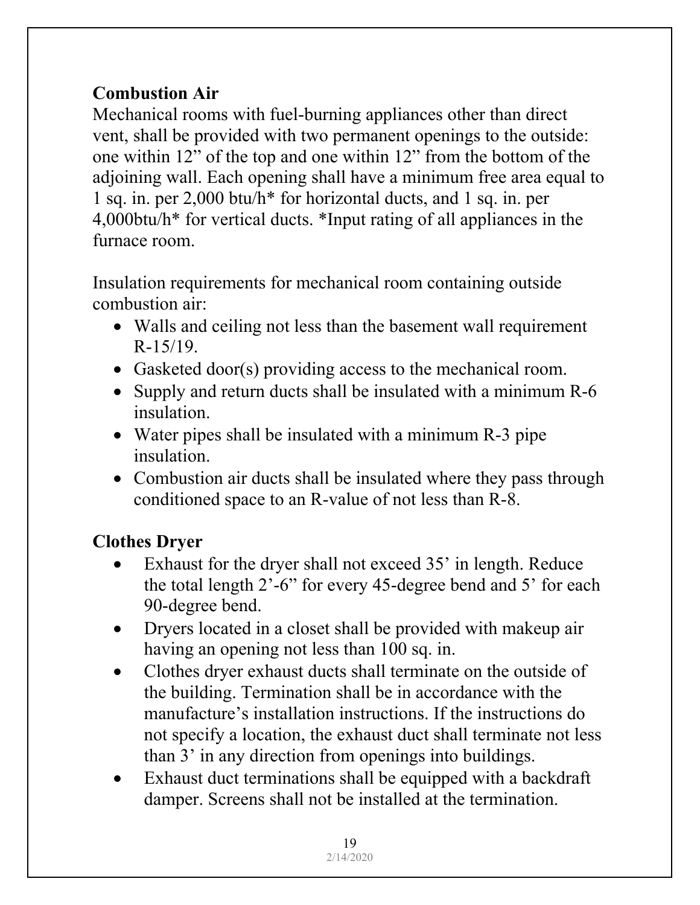## Combustion Air

Mechanical rooms with fuel-burning appliances other than direct vent, shall be provided with two permanent openings to the outside: one within 12" of the top and one within 12" from the bottom of the adjoining wall. Each opening shall have a minimum free area equal to 1 sq. in. per 2,000 btu/h* for horizontal ducts, and 1 sq. in. per 4,000btu/h* for vertical ducts. *Input rating of all appliances in the furnace room.

Insulation requirements for mechanical room containing outside combustion air:

- Walls and ceiling not less than the basement wall requirement R-15/19.
- Gasketed door(s) providing access to the mechanical room.
- Supply and return ducts shall be insulated with a minimum R-6 insulation.
- Water pipes shall be insulated with a minimum R-3 pipe insulation.
- Combustion air ducts shall be insulated where they pass through conditioned space to an R-value of not less than R-8.

## Clothes Dryer

- Exhaust for the dryer shall not exceed 35' in length. Reduce the total length 2'-6" for every 45-degree bend and 5' for each 90-degree bend.
- Dryers located in a closet shall be provided with makeup air having an opening not less than 100 sq. in.
- Clothes dryer exhaust ducts shall terminate on the outside of the building. Termination shall be in accordance with the manufacture's installation instructions. If the instructions do not specify a location, the exhaust duct shall terminate not less than 3' in any direction from openings into buildings.
- Exhaust duct terminations shall be equipped with a backdraft damper. Screens shall not be installed at the termination.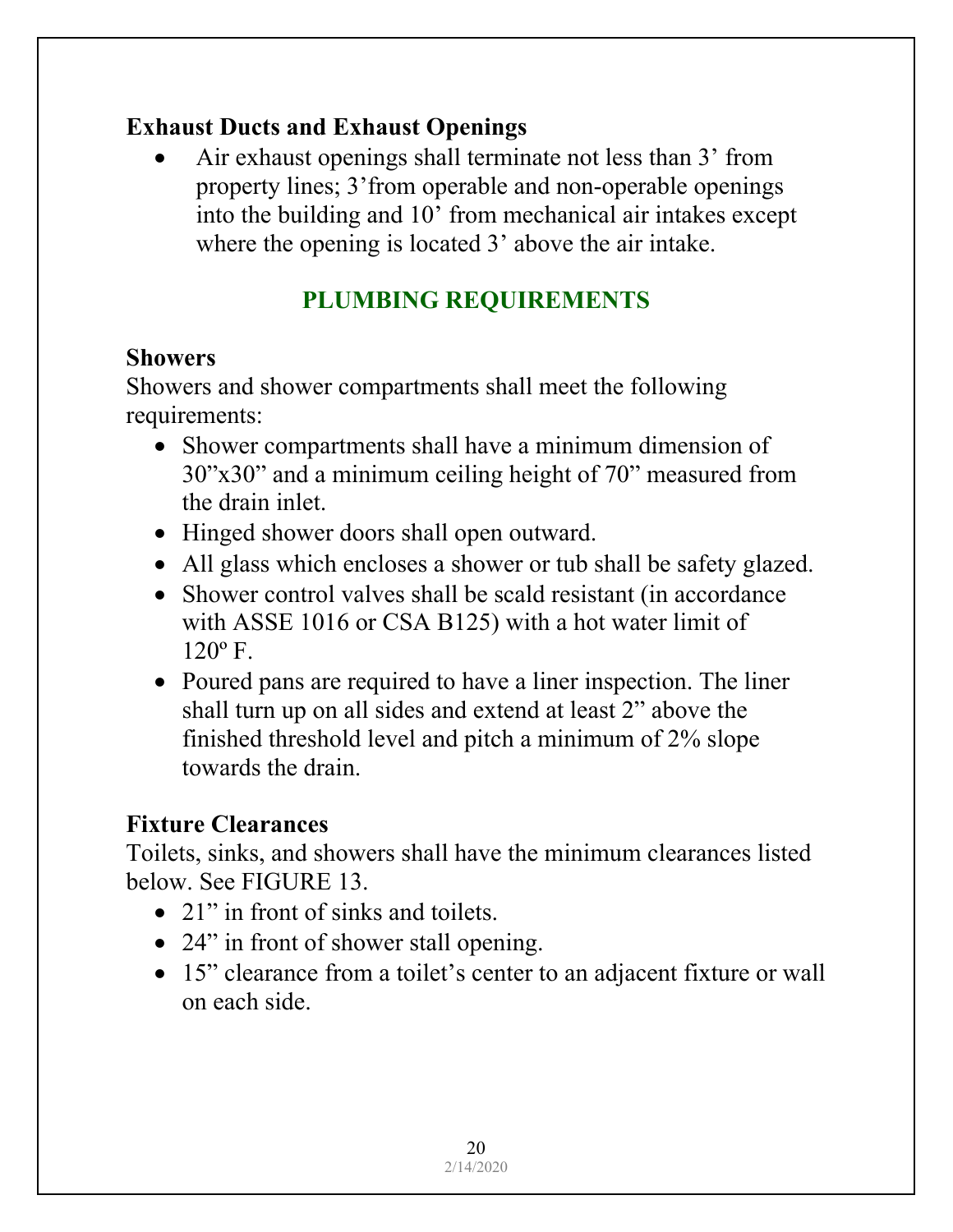### Exhaust Ducts and Exhaust Openings

- Air exhaust openings shall terminate not less than 3’ from property lines; 3’from operable and non-operable openings into the building and 10’ from mechanical air intakes except where the opening is located 3’ above the air intake.

## PLUMBING REQUIREMENTS

### Showers

Showers and shower compartments shall meet the following requirements:

- Shower compartments shall have a minimum dimension of 30”x30” and a minimum ceiling height of 70” measured from the drain inlet.
- Hinged shower doors shall open outward.
- All glass which encloses a shower or tub shall be safety glazed.
- Shower control valves shall be scald resistant (in accordance with ASSE 1016 or CSA B125) with a hot water limit of 120º F.
- Poured pans are required to have a liner inspection. The liner shall turn up on all sides and extend at least 2” above the finished threshold level and pitch a minimum of 2% slope towards the drain.

### Fixture Clearances

Toilets, sinks, and showers shall have the minimum clearances listed below. See FIGURE 13.

- 21” in front of sinks and toilets.
- 24” in front of shower stall opening.
- 15” clearance from a toilet’s center to an adjacent fixture or wall on each side.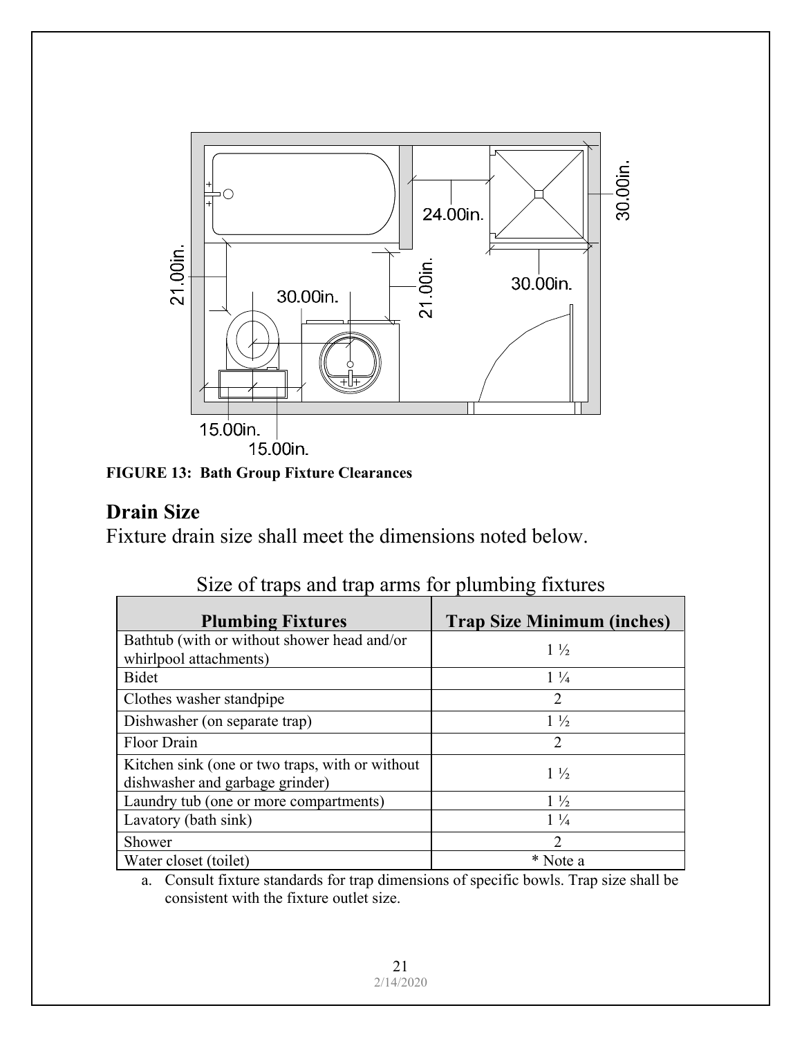**FIGURE 13: Bath Group Fixture Clearances**

## Drain Size

Fixture drain size shall meet the dimensions noted below.

Size of traps and trap arms for plumbing fixtures

| Plumbing Fixtures | Trap Size Minimum (inches) |
|---|---|
| Bathtub (with or without shower head and/or whirlpool attachments) | 1 ½ |
| Bidet | 1 ¼ |
| Clothes washer standpipe | 2 |
| Dishwasher (on separate trap) | 1 ½ |
| Floor Drain | 2 |
| Kitchen sink (one or two traps, with or without dishwasher and garbage grinder) | 1 ½ |
| Laundry tub (one or more compartments) | 1 ½ |
| Lavatory (bath sink) | 1 ¼ |
| Shower | 2 |
| Water closet (toilet) | * Note a |

a. Consult fixture standards for trap dimensions of specific bowls. Trap size shall be consistent with the fixture outlet size.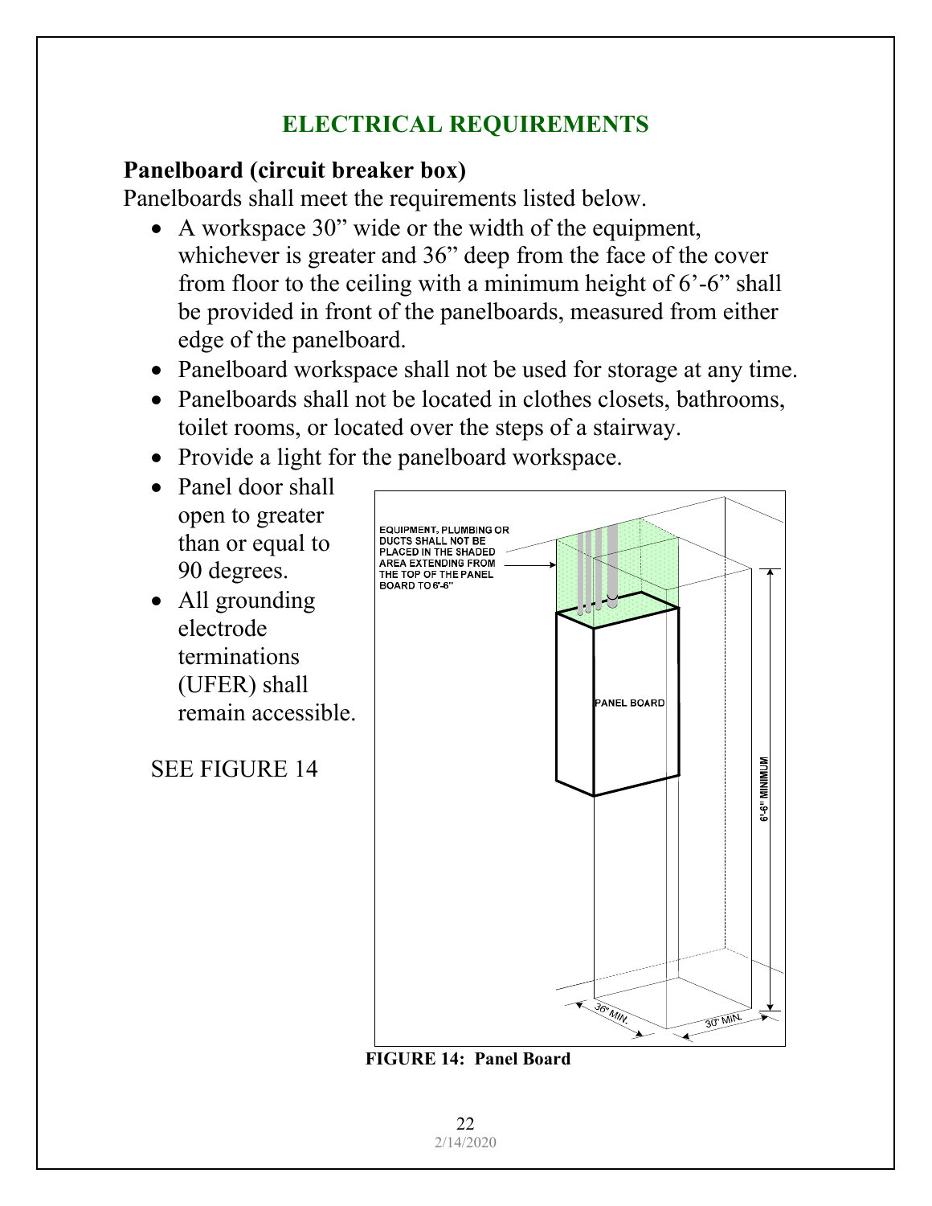## ELECTRICAL REQUIREMENTS

### Panelboard (circuit breaker box)

Panelboards shall meet the requirements listed below.

- A workspace 30" wide or the width of the equipment, whichever is greater and 36" deep from the face of the cover from floor to the ceiling with a minimum height of 6'-6" shall be provided in front of the panelboards, measured from either edge of the panelboard.
- Panelboard workspace shall not be used for storage at any time.
- Panelboards shall not be located in clothes closets, bathrooms, toilet rooms, or located over the steps of a stairway.
- Provide a light for the panelboard workspace.
- Panel door shall open to greater than or equal to 90 degrees.
- All grounding electrode terminations (UFER) shall remain accessible.

SEE FIGURE 14

EQUIPMENT, PLUMBING OR DUCTS SHALL NOT BE PLACED IN THE SHADED AREA EXTENDING FROM THE TOP OF THE PANEL BOARD TO 6'-6"

PANEL BOARD

6'-6" MINIMUM

36" MIN.

30" MIN.

**FIGURE 14: Panel Board**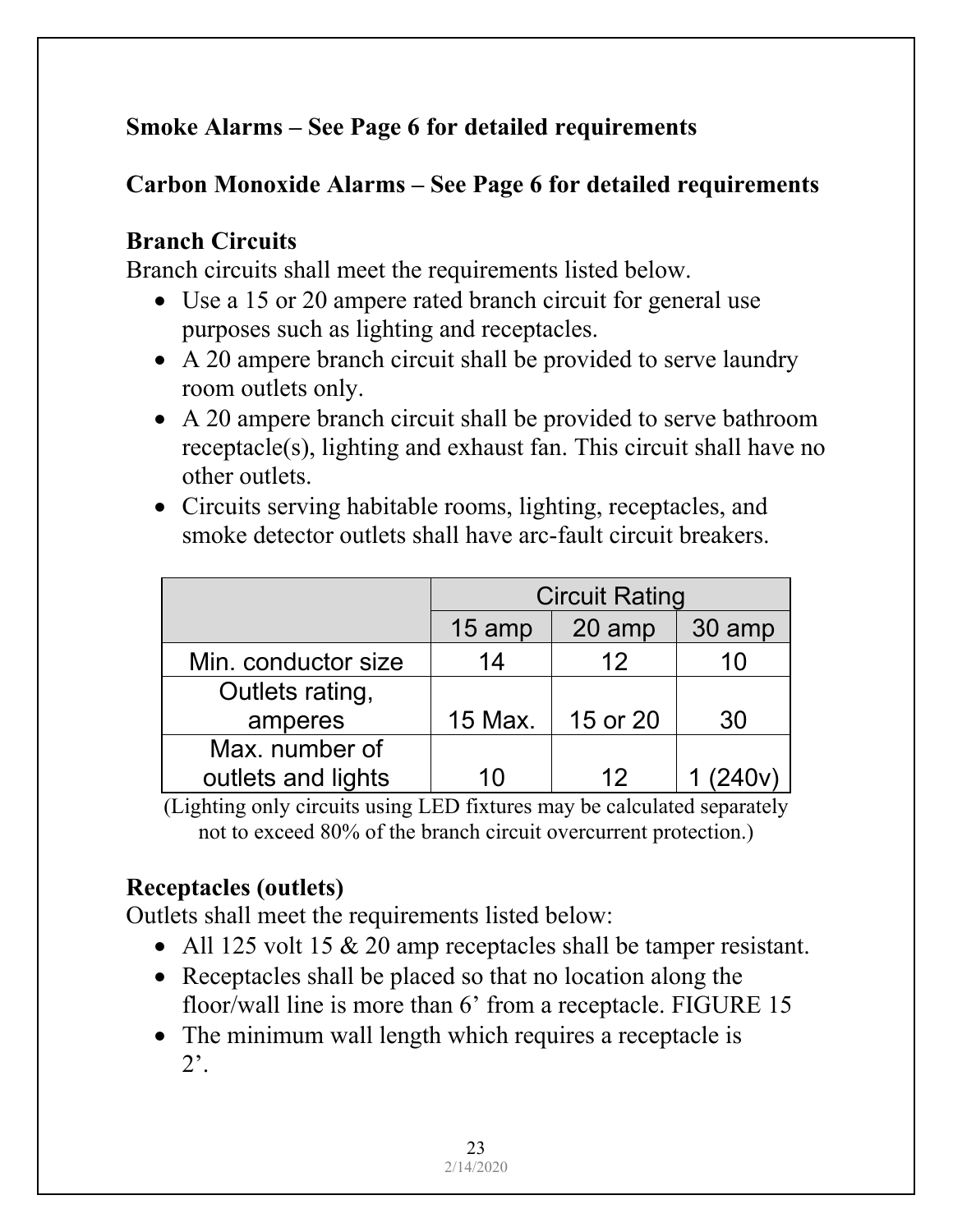**Smoke Alarms – See Page 6 for detailed requirements**

**Carbon Monoxide Alarms – See Page 6 for detailed requirements**

## Branch Circuits

Branch circuits shall meet the requirements listed below.

- Use a 15 or 20 ampere rated branch circuit for general use purposes such as lighting and receptacles.
- A 20 ampere branch circuit shall be provided to serve laundry room outlets only.
- A 20 ampere branch circuit shall be provided to serve bathroom receptacle(s), lighting and exhaust fan. This circuit shall have no other outlets.
- Circuits serving habitable rooms, lighting, receptacles, and smoke detector outlets shall have arc-fault circuit breakers.

| | Circuit Rating | | |
|---|---|---|---|
| | 15 amp | 20 amp | 30 amp |
| Min. conductor size | 14 | 12 | 10 |
| Outlets rating, amperes | 15 Max. | 15 or 20 | 30 |
| Max. number of outlets and lights | 10 | 12 | 1 (240v) |

(Lighting only circuits using LED fixtures may be calculated separately not to exceed 80% of the branch circuit overcurrent protection.)

## Receptacles (outlets)

Outlets shall meet the requirements listed below:

- All 125 volt 15 & 20 amp receptacles shall be tamper resistant.
- Receptacles shall be placed so that no location along the floor/wall line is more than 6’ from a receptacle. FIGURE 15
- The minimum wall length which requires a receptacle is 2’.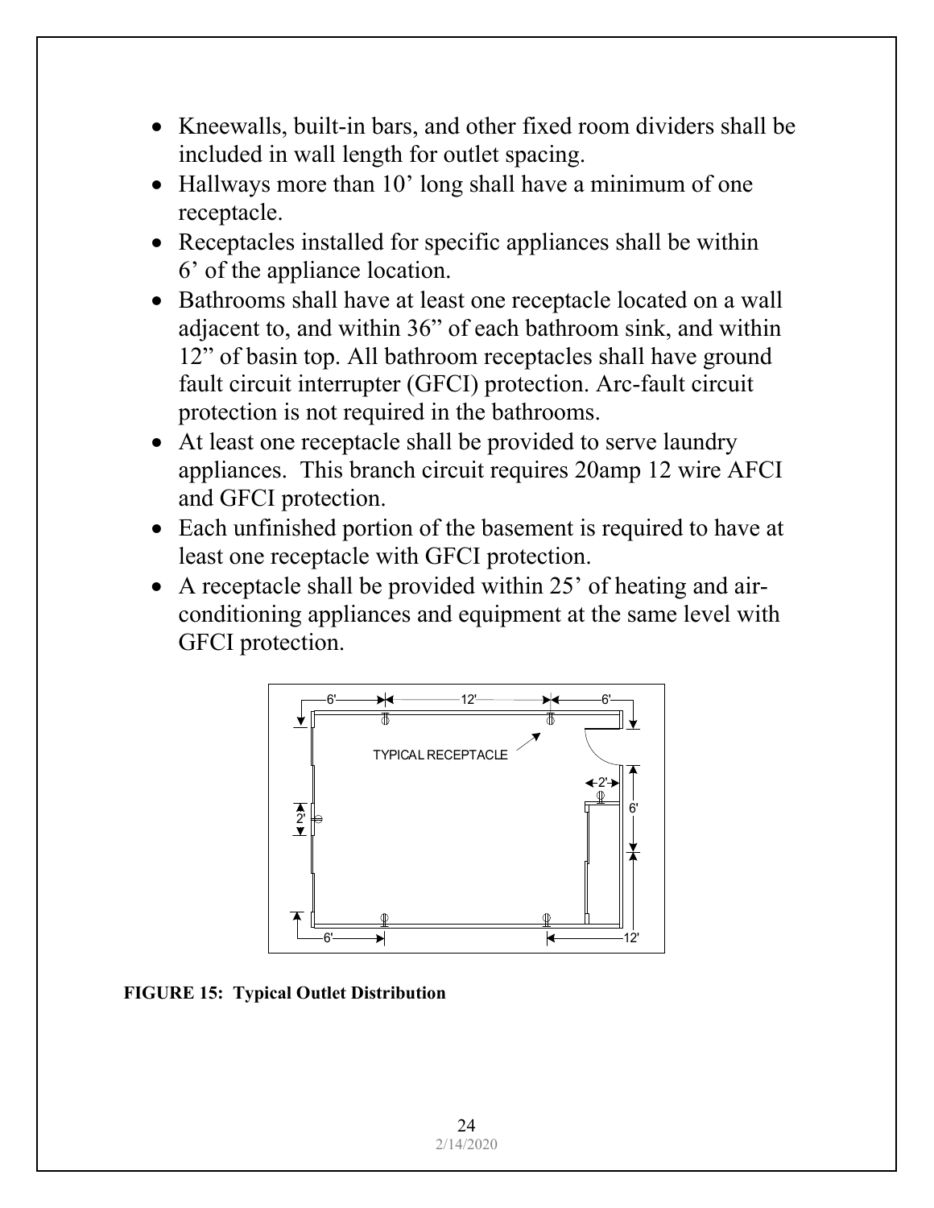- Kneewalls, built-in bars, and other fixed room dividers shall be included in wall length for outlet spacing.
- Hallways more than 10' long shall have a minimum of one receptacle.
- Receptacles installed for specific appliances shall be within 6' of the appliance location.
- Bathrooms shall have at least one receptacle located on a wall adjacent to, and within 36" of each bathroom sink, and within 12" of basin top. All bathroom receptacles shall have ground fault circuit interrupter (GFCI) protection. Arc-fault circuit protection is not required in the bathrooms.
- At least one receptacle shall be provided to serve laundry appliances. This branch circuit requires 20amp 12 wire AFCI and GFCI protection.
- Each unfinished portion of the basement is required to have at least one receptacle with GFCI protection.
- A receptacle shall be provided within 25' of heating and air-conditioning appliances and equipment at the same level with GFCI protection.

**FIGURE 15: Typical Outlet Distribution**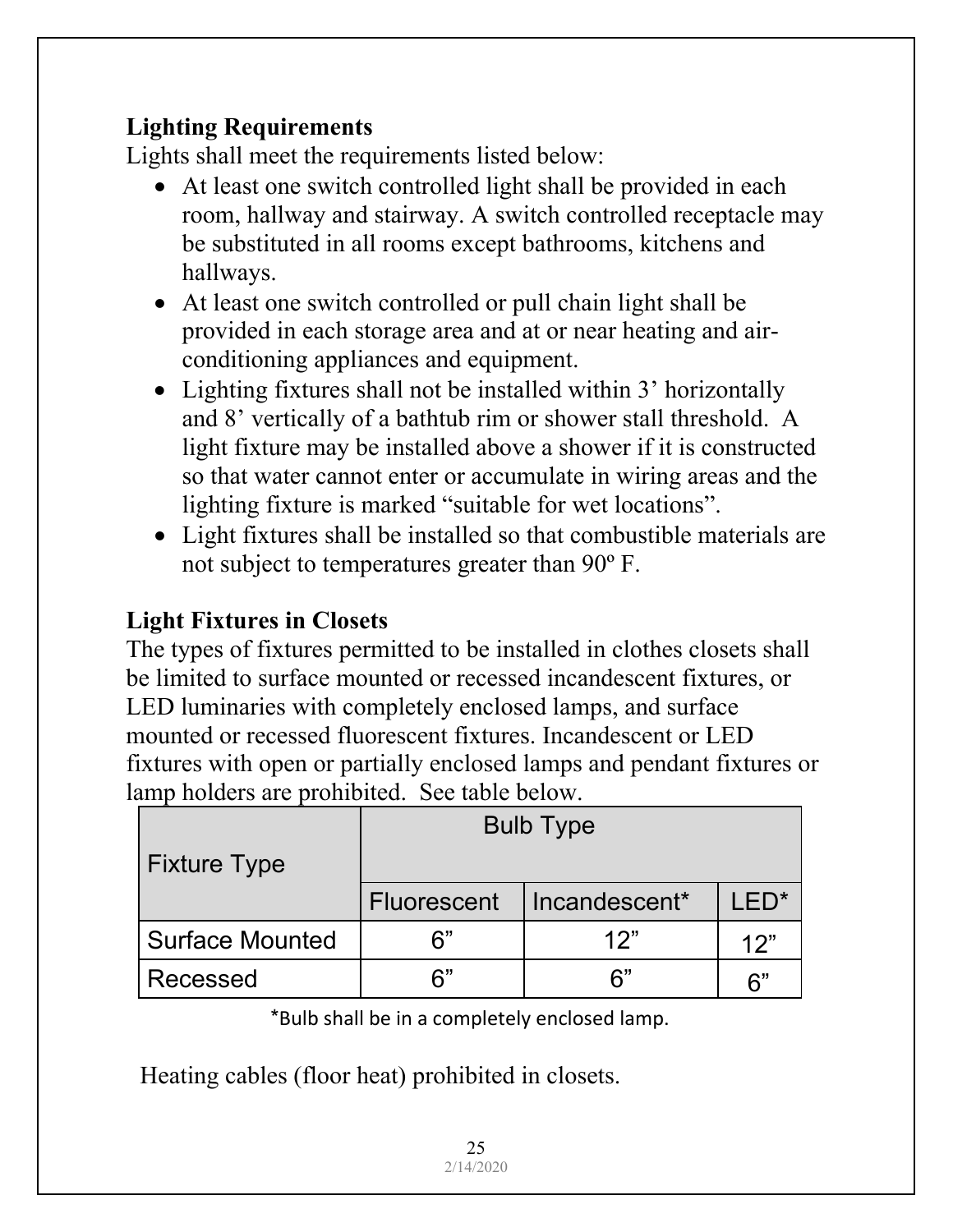## Lighting Requirements

Lights shall meet the requirements listed below:

- At least one switch controlled light shall be provided in each room, hallway and stairway. A switch controlled receptacle may be substituted in all rooms except bathrooms, kitchens and hallways.
- At least one switch controlled or pull chain light shall be provided in each storage area and at or near heating and air-conditioning appliances and equipment.
- Lighting fixtures shall not be installed within 3' horizontally and 8' vertically of a bathtub rim or shower stall threshold. A light fixture may be installed above a shower if it is constructed so that water cannot enter or accumulate in wiring areas and the lighting fixture is marked "suitable for wet locations".
- Light fixtures shall be installed so that combustible materials are not subject to temperatures greater than 90º F.

## Light Fixtures in Closets

The types of fixtures permitted to be installed in clothes closets shall be limited to surface mounted or recessed incandescent fixtures, or LED luminaries with completely enclosed lamps, and surface mounted or recessed fluorescent fixtures. Incandescent or LED fixtures with open or partially enclosed lamps and pendant fixtures or lamp holders are prohibited. See table below.

| Fixture Type | Bulb Type | | |
|---|---|---|---|
| | Fluorescent | Incandescent* | LED* |
| Surface Mounted | 6" | 12" | 12" |
| Recessed | 6" | 6" | 6" |

*Bulb shall be in a completely enclosed lamp.

Heating cables (floor heat) prohibited in closets.